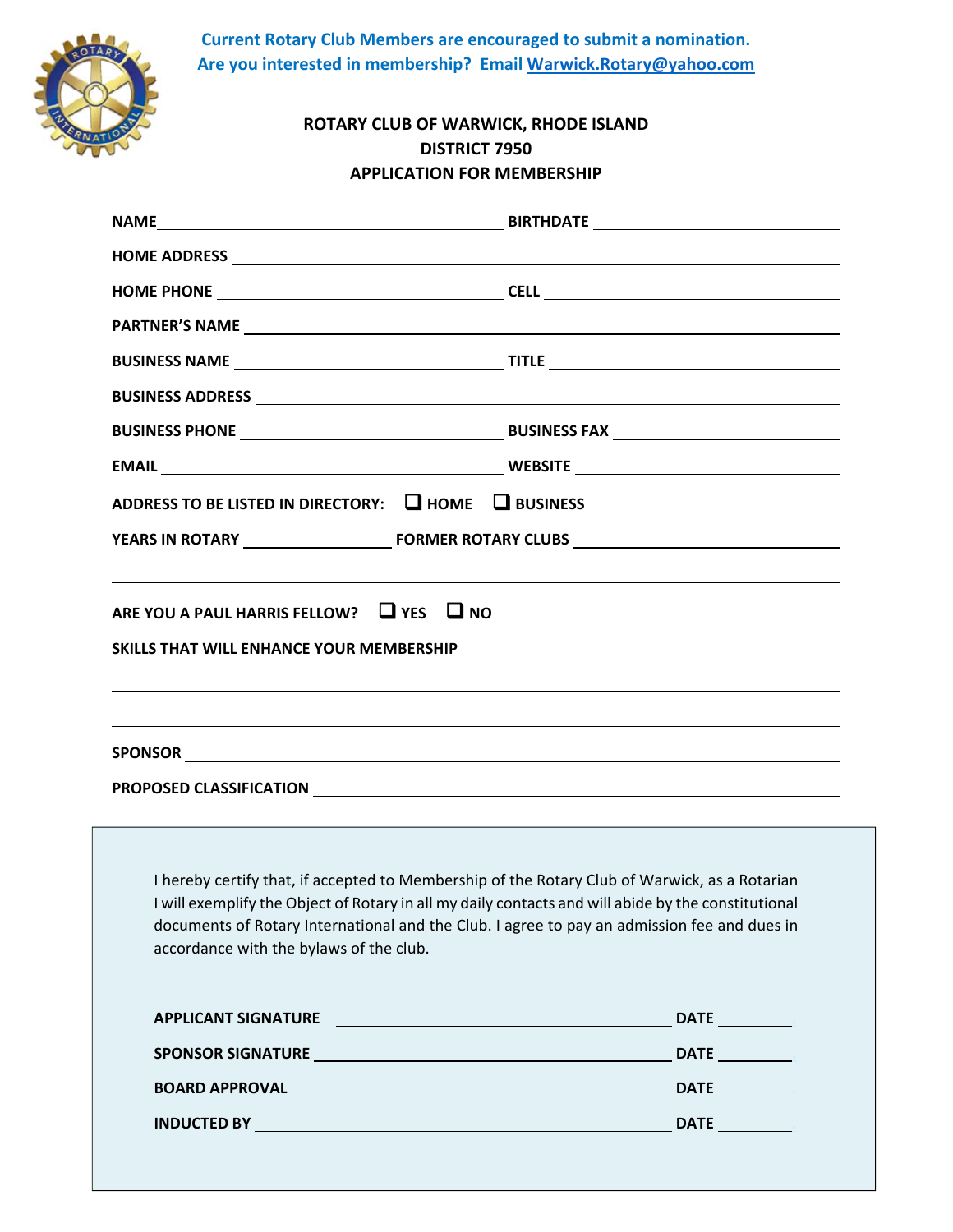**Current Rotary Club Members are encouraged to submit a nomination.**
**Are you interested in membership? Email Warwick.Rotary@yahoo.com**

# ROTARY CLUB OF WARWICK, RHODE ISLAND
## DISTRICT 7950
## APPLICATION FOR MEMBERSHIP

**NAME** ______________________________ **BIRTHDATE** ____________________

**HOME ADDRESS** ______________________________________________________

**HOME PHONE** __________________________ **CELL** ______________________

**PARTNER'S NAME** ____________________________________________________

**BUSINESS NAME** ________________________ **TITLE** ______________________

**BUSINESS ADDRESS** __________________________________________________

**BUSINESS PHONE** ________________________ **BUSINESS FAX** _______________

**EMAIL** ______________________________ **WEBSITE** ______________________

**ADDRESS TO BE LISTED IN DIRECTORY:** ☐ **HOME** ☐ **BUSINESS**

**YEARS IN ROTARY** ____________ **FORMER ROTARY CLUBS** ____________________

________________________________________________________________________

**ARE YOU A PAUL HARRIS FELLOW?** ☐ **YES** ☐ **NO**

**SKILLS THAT WILL ENHANCE YOUR MEMBERSHIP**

________________________________________________________________________

________________________________________________________________________

**SPONSOR** ____________________________________________________________

**PROPOSED CLASSIFICATION** ____________________________________________

I hereby certify that, if accepted to Membership of the Rotary Club of Warwick, as a Rotarian I will exemplify the Object of Rotary in all my daily contacts and will abide by the constitutional documents of Rotary International and the Club. I agree to pay an admission fee and dues in accordance with the bylaws of the club.

**APPLICANT SIGNATURE** ______________________________ **DATE** __________

**SPONSOR SIGNATURE** ______________________________ **DATE** __________

**BOARD APPROVAL** __________________________________ **DATE** __________

**INDUCTED BY** _____________________________________ **DATE** __________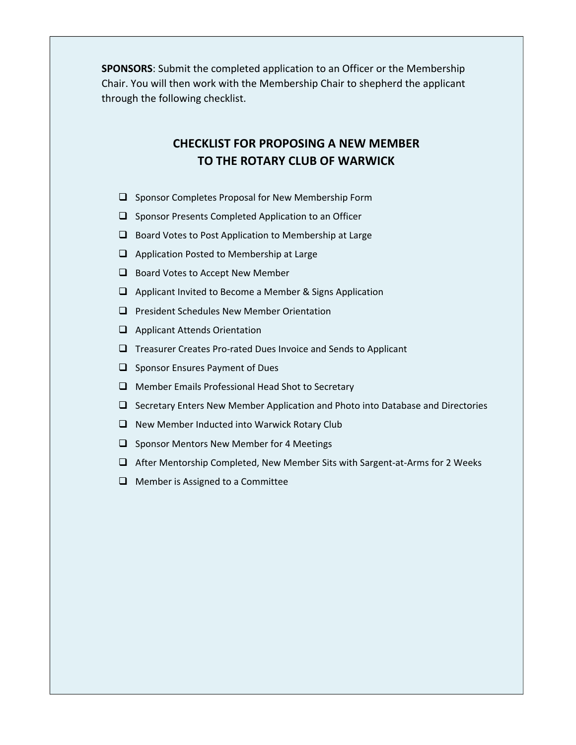**SPONSORS**: Submit the completed application to an Officer or the Membership Chair. You will then work with the Membership Chair to shepherd the applicant through the following checklist.

## CHECKLIST FOR PROPOSING A NEW MEMBER TO THE ROTARY CLUB OF WARWICK

- [ ] Sponsor Completes Proposal for New Membership Form
- [ ] Sponsor Presents Completed Application to an Officer
- [ ] Board Votes to Post Application to Membership at Large
- [ ] Application Posted to Membership at Large
- [ ] Board Votes to Accept New Member
- [ ] Applicant Invited to Become a Member & Signs Application
- [ ] President Schedules New Member Orientation
- [ ] Applicant Attends Orientation
- [ ] Treasurer Creates Pro-rated Dues Invoice and Sends to Applicant
- [ ] Sponsor Ensures Payment of Dues
- [ ] Member Emails Professional Head Shot to Secretary
- [ ] Secretary Enters New Member Application and Photo into Database and Directories
- [ ] New Member Inducted into Warwick Rotary Club
- [ ] Sponsor Mentors New Member for 4 Meetings
- [ ] After Mentorship Completed, New Member Sits with Sargent-at-Arms for 2 Weeks
- [ ] Member is Assigned to a Committee